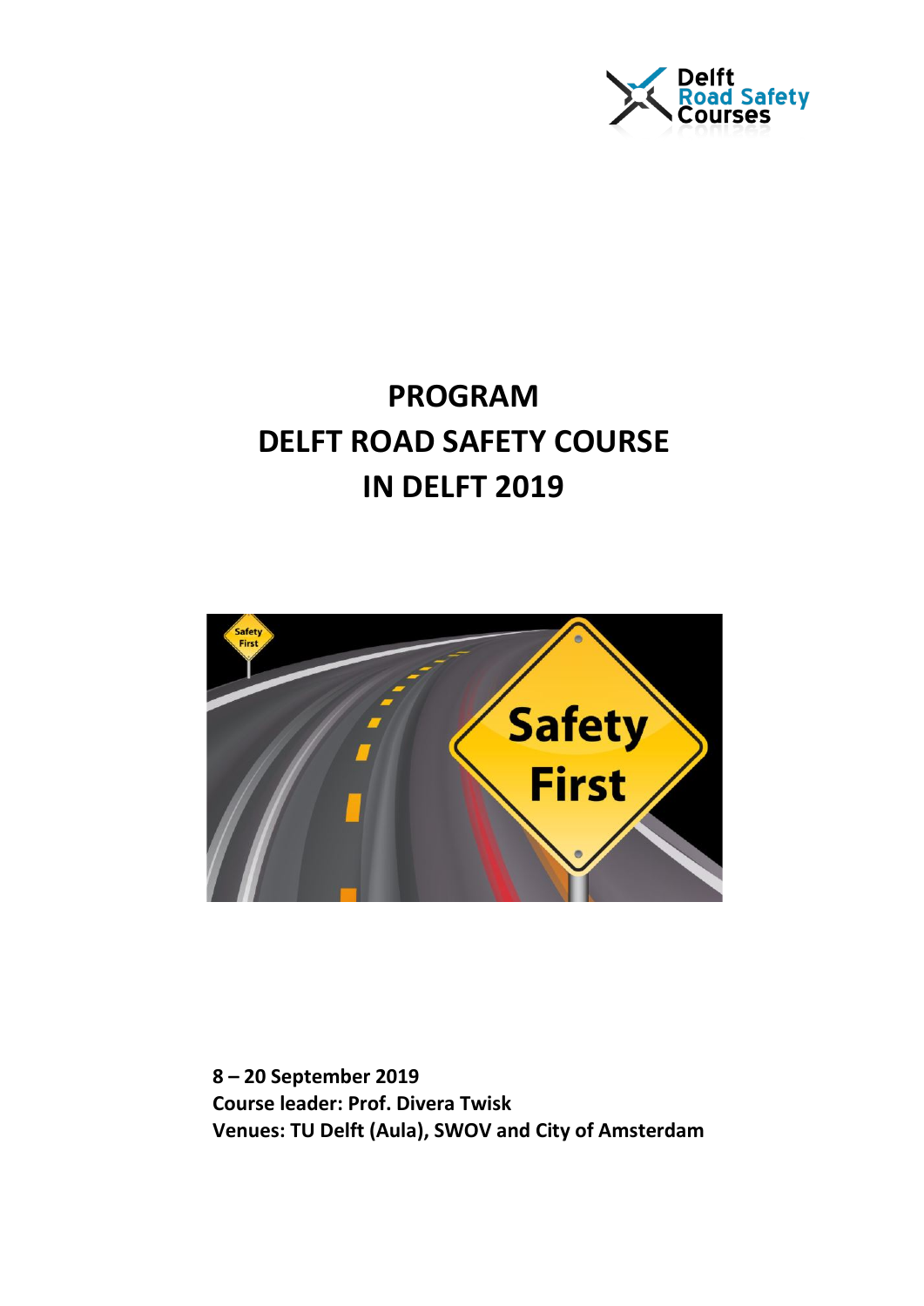# PROGRAM
# DELFT ROAD SAFETY COURSE
# IN DELFT 2019

**8 – 20 September 2019**
**Course leader: Prof. Divera Twisk**
**Venues: TU Delft (Aula), SWOV and City of Amsterdam**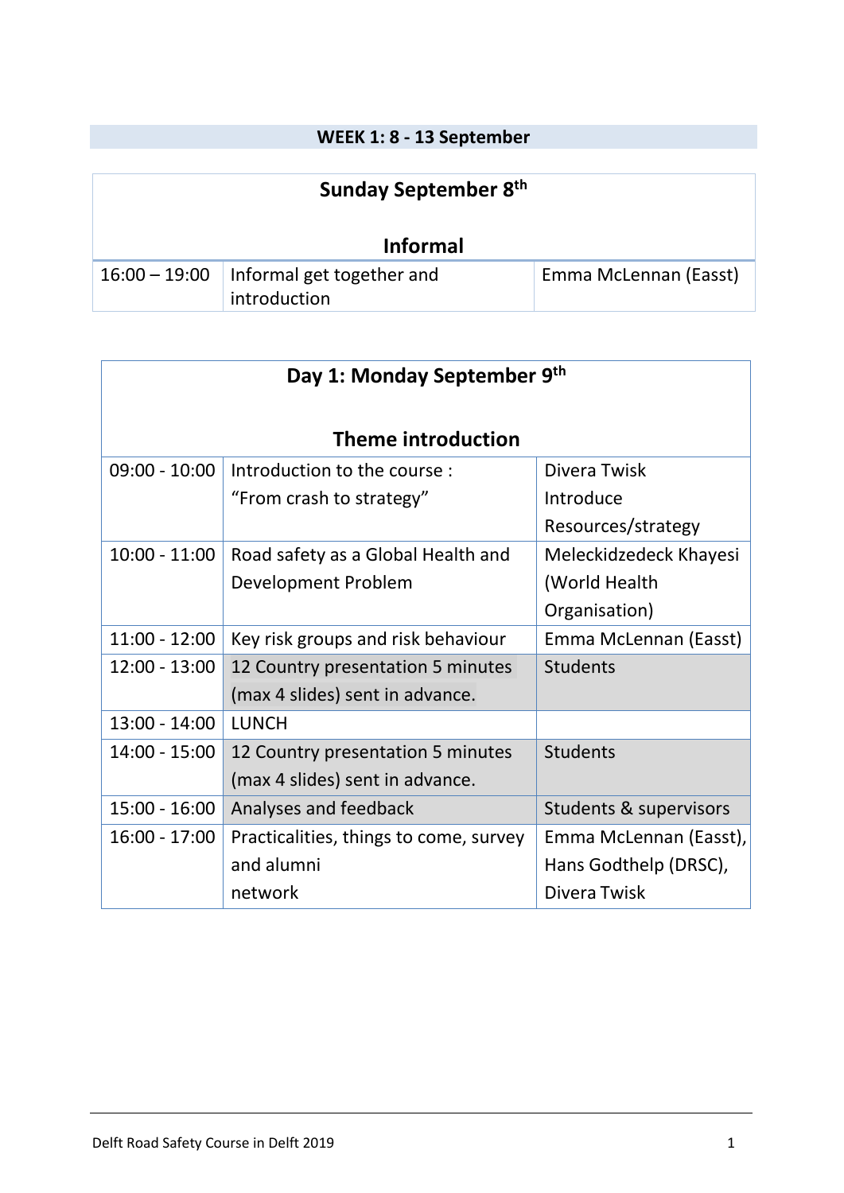## WEEK 1: 8 - 13 September

| Sunday September 8th<br><br>Informal | | |
|---|---|---|
| 16:00 – 19:00 | Informal get together and introduction | Emma McLennan (Easst) |

| Day 1: Monday September 9th<br><br>Theme introduction | | |
|---|---|---|
| 09:00 - 10:00 | Introduction to the course : “From crash to strategy” | Divera Twisk Introduce Resources/strategy |
| 10:00 - 11:00 | Road safety as a Global Health and Development Problem | Meleckidzedeck Khayesi (World Health Organisation) |
| 11:00 - 12:00 | Key risk groups and risk behaviour | Emma McLennan (Easst) |
| 12:00 - 13:00 | 12 Country presentation 5 minutes (max 4 slides) sent in advance. | Students |
| 13:00 - 14:00 | LUNCH | |
| 14:00 - 15:00 | 12 Country presentation 5 minutes (max 4 slides) sent in advance. | Students |
| 15:00 - 16:00 | Analyses and feedback | Students & supervisors |
| 16:00 - 17:00 | Practicalities, things to come, survey and alumni network | Emma McLennan (Easst), Hans Godthelp (DRSC), Divera Twisk |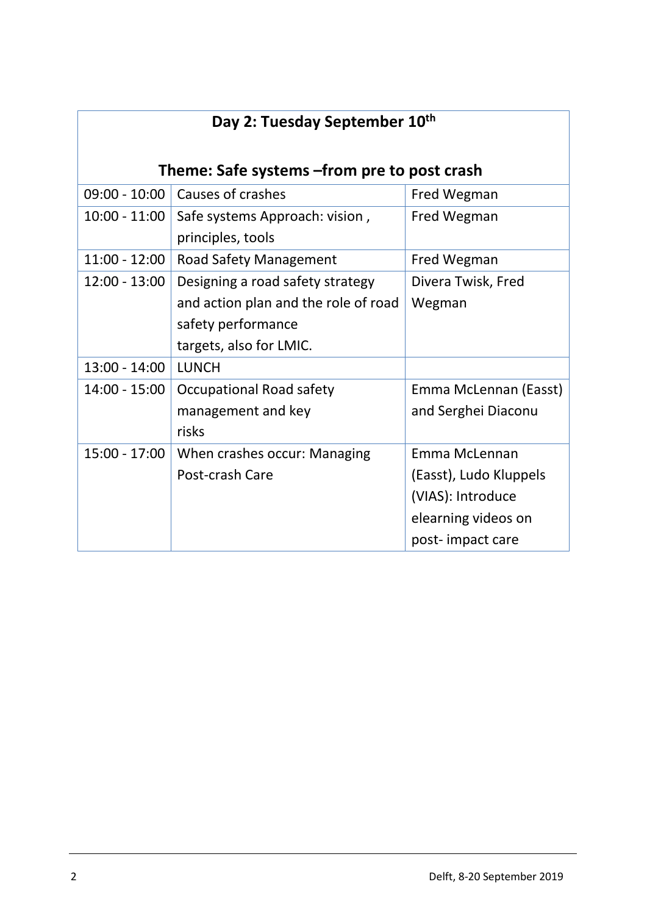| Day 2: Tuesday September 10th<br><br>Theme: Safe systems –from pre to post crash | | |
|---|---|---|
| 09:00 - 10:00 | Causes of crashes | Fred Wegman |
| 10:00 - 11:00 | Safe systems Approach: vision , principles, tools | Fred Wegman |
| 11:00 - 12:00 | Road Safety Management | Fred Wegman |
| 12:00 - 13:00 | Designing a road safety strategy and action plan and the role of road safety performance targets, also for LMIC. | Divera Twisk, Fred Wegman |
| 13:00 - 14:00 | LUNCH | |
| 14:00 - 15:00 | Occupational Road safety management and key risks | Emma McLennan (Easst) and Serghei Diaconu |
| 15:00 - 17:00 | When crashes occur: Managing Post-crash Care | Emma McLennan (Easst), Ludo Kluppels (VIAS): Introduce elearning videos on post- impact care |

Delft, 8-20 September 2019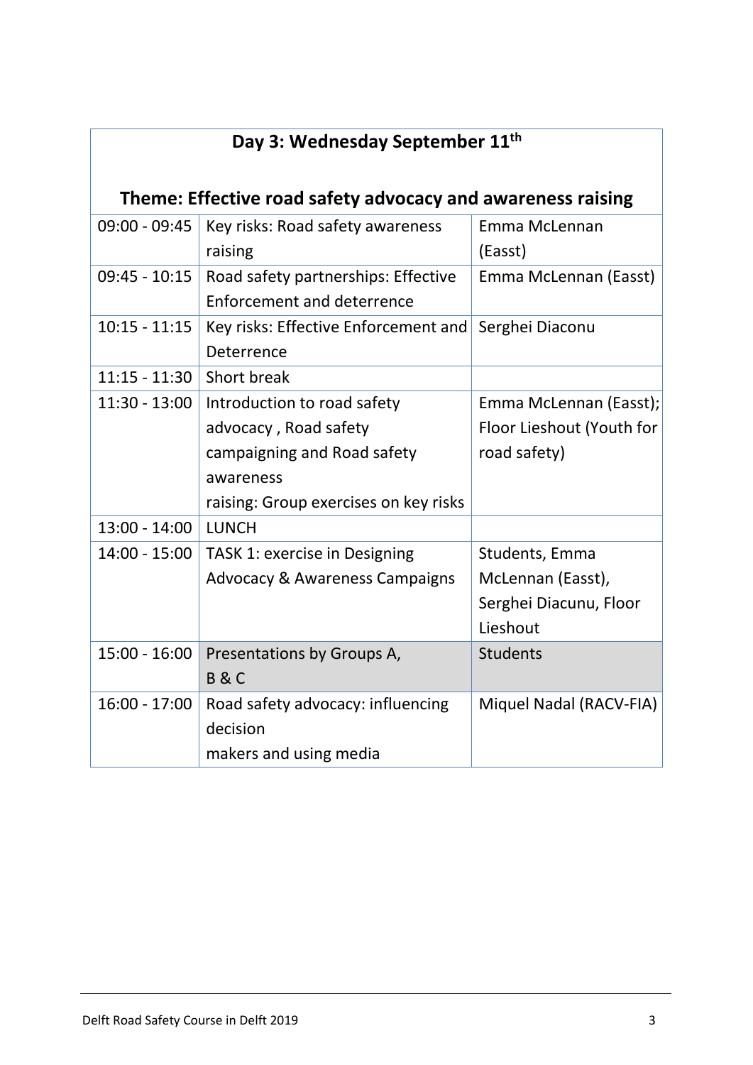| Day 3: Wednesday September 11th<br><br>Theme: Effective road safety advocacy and awareness raising | | |
|---|---|---|
| 09:00 - 09:45 | Key risks: Road safety awareness raising | Emma McLennan (Easst) |
| 09:45 - 10:15 | Road safety partnerships: Effective Enforcement and deterrence | Emma McLennan (Easst) |
| 10:15 - 11:15 | Key risks: Effective Enforcement and Deterrence | Serghei Diaconu |
| 11:15 - 11:30 | Short break | |
| 11:30 - 13:00 | Introduction to road safety advocacy , Road safety campaigning and Road safety awareness raising: Group exercises on key risks | Emma McLennan (Easst); Floor Lieshout (Youth for road safety) |
| 13:00 - 14:00 | LUNCH | |
| 14:00 - 15:00 | TASK 1: exercise in Designing Advocacy & Awareness Campaigns | Students, Emma McLennan (Easst), Serghei Diacunu, Floor Lieshout |
| 15:00 - 16:00 | Presentations by Groups A, B & C | Students |
| 16:00 - 17:00 | Road safety advocacy: influencing decision makers and using media | Miquel Nadal (RACV-FIA) |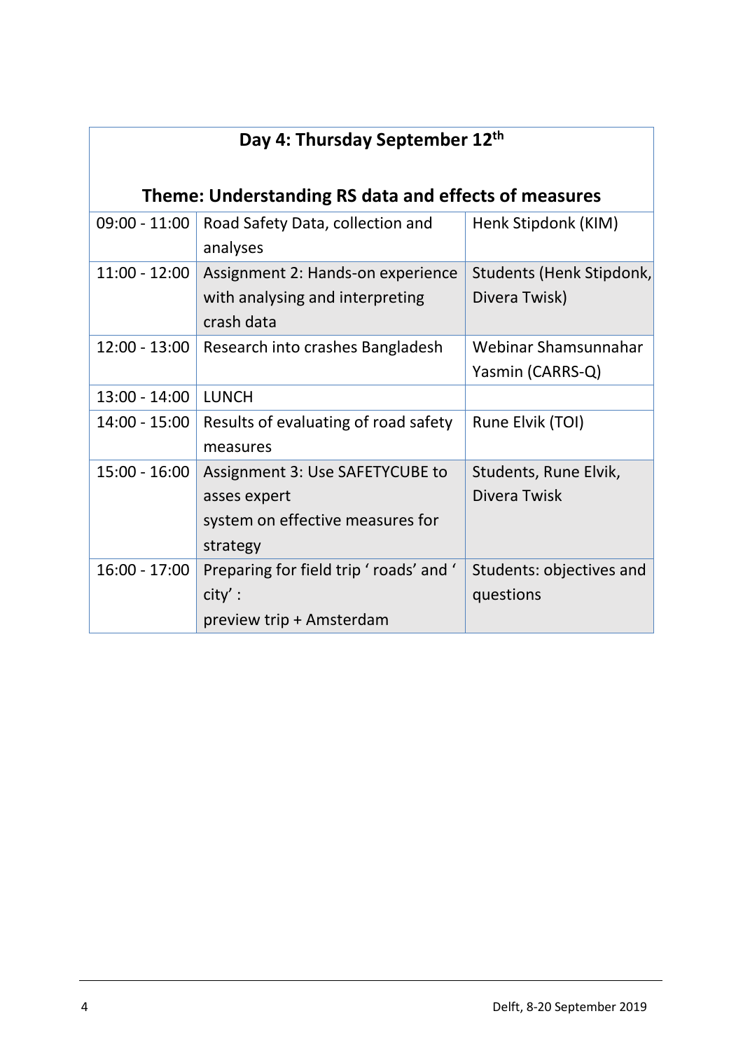| **Day 4: Thursday September 12th**<br><br>**Theme: Understanding RS data and effects of measures** | | |
|---|---|---|
| 09:00 - 11:00 | Road Safety Data, collection and analyses | Henk Stipdonk (KIM) |
| 11:00 - 12:00 | Assignment 2: Hands-on experience with analysing and interpreting crash data | Students (Henk Stipdonk, Divera Twisk) |
| 12:00 - 13:00 | Research into crashes Bangladesh | Webinar Shamsunnahar Yasmin (CARRS-Q) |
| 13:00 - 14:00 | LUNCH | |
| 14:00 - 15:00 | Results of evaluating of road safety measures | Rune Elvik (TOI) |
| 15:00 - 16:00 | Assignment 3: Use SAFETYCUBE to asses expert system on effective measures for strategy | Students, Rune Elvik, Divera Twisk |
| 16:00 - 17:00 | Preparing for field trip ‘ roads’ and ‘ city’ :<br>preview trip + Amsterdam | Students: objectives and questions |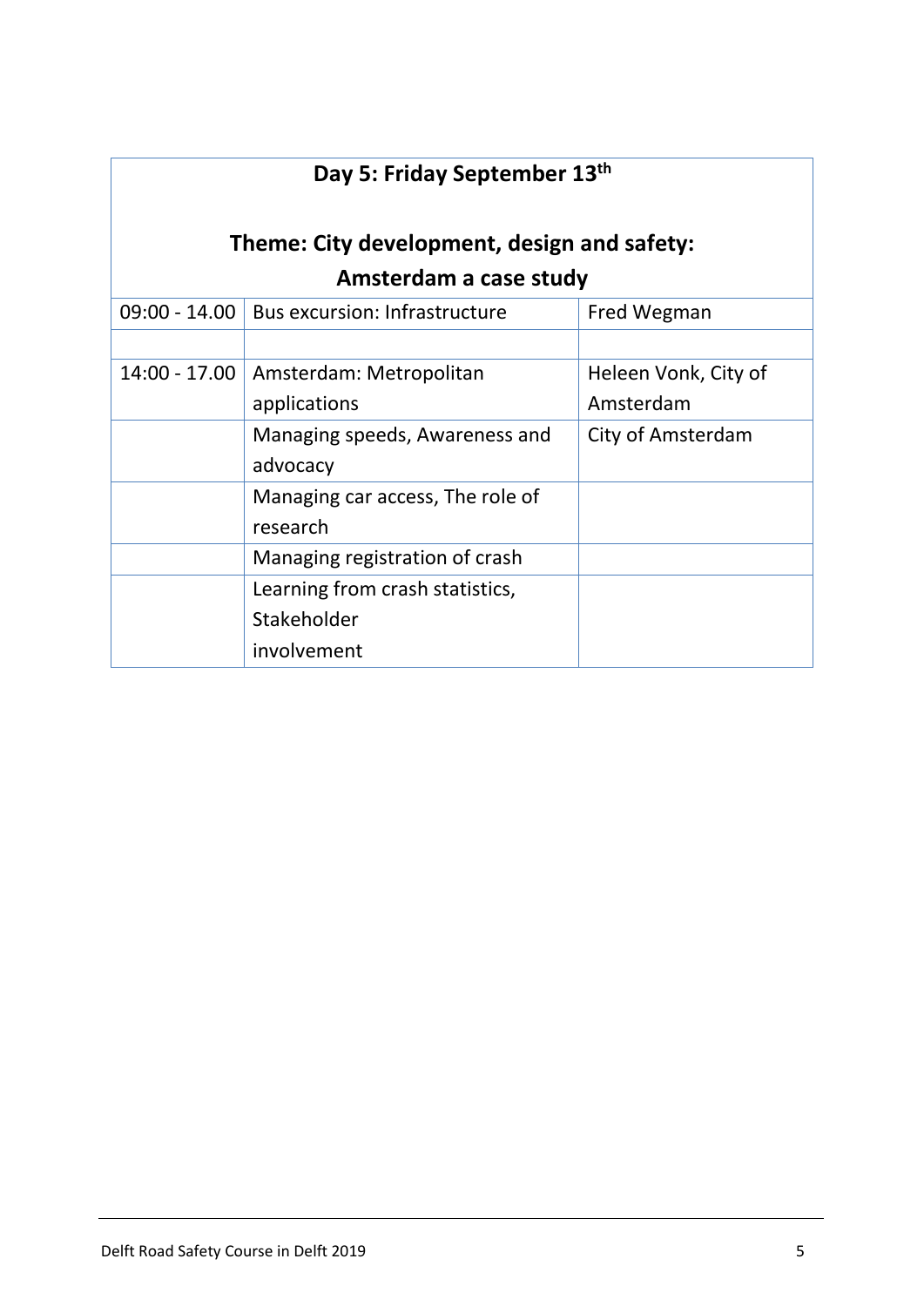## Day 5: Friday September 13th

## Theme: City development, design and safety: Amsterdam a case study

| | | |
|---|---|---|
| 09:00 - 14.00 | Bus excursion: Infrastructure | Fred Wegman |
| | | |
| 14:00 - 17.00 | Amsterdam: Metropolitan applications | Heleen Vonk, City of Amsterdam |
| | Managing speeds, Awareness and advocacy | City of Amsterdam |
| | Managing car access, The role of research | |
| | Managing registration of crash | |
| | Learning from crash statistics, Stakeholder involvement | |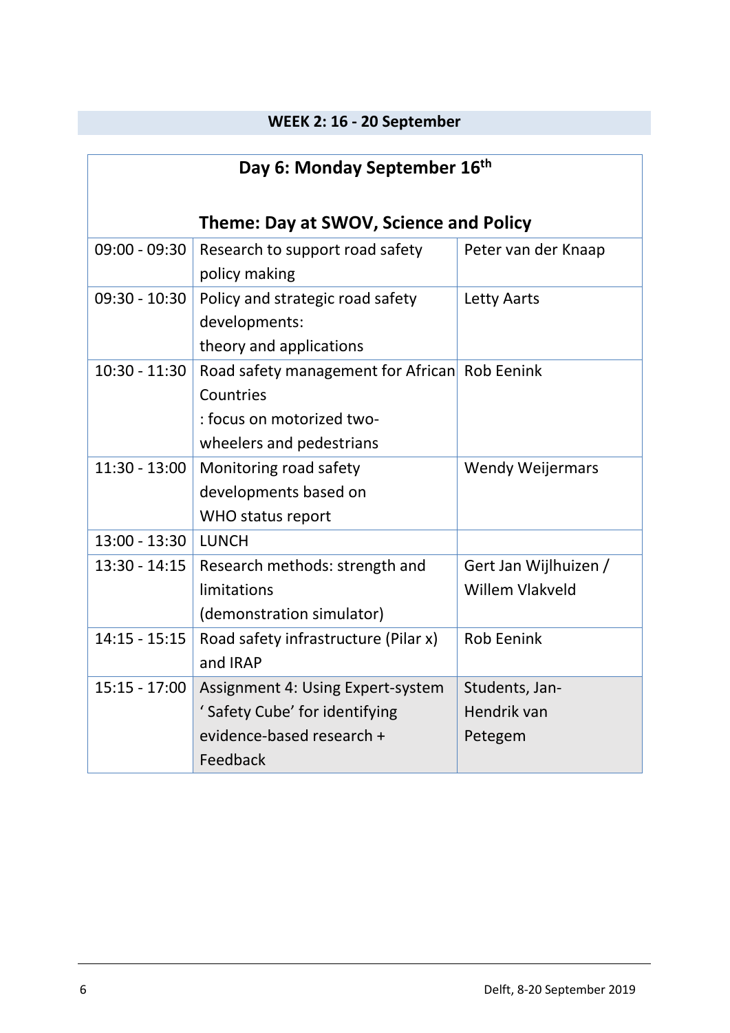## WEEK 2: 16 - 20 September

| Day 6: Monday September 16th<br><br>Theme: Day at SWOV, Science and Policy | | |
|---|---|---|
| 09:00 - 09:30 | Research to support road safety policy making | Peter van der Knaap |
| 09:30 - 10:30 | Policy and strategic road safety developments:<br>theory and applications | Letty Aarts |
| 10:30 - 11:30 | Road safety management for African Countries<br>: focus on motorized two-wheelers and pedestrians | Rob Eenink |
| 11:30 - 13:00 | Monitoring road safety developments based on WHO status report | Wendy Weijermars |
| 13:00 - 13:30 | LUNCH | |
| 13:30 - 14:15 | Research methods: strength and limitations<br>(demonstration simulator) | Gert Jan Wijlhuizen / Willem Vlakveld |
| 14:15 - 15:15 | Road safety infrastructure (Pilar x) and IRAP | Rob Eenink |
| 15:15 - 17:00 | Assignment 4: Using Expert-system ' Safety Cube' for identifying evidence-based research + Feedback | Students, Jan-Hendrik van Petegem |

Delft, 8-20 September 2019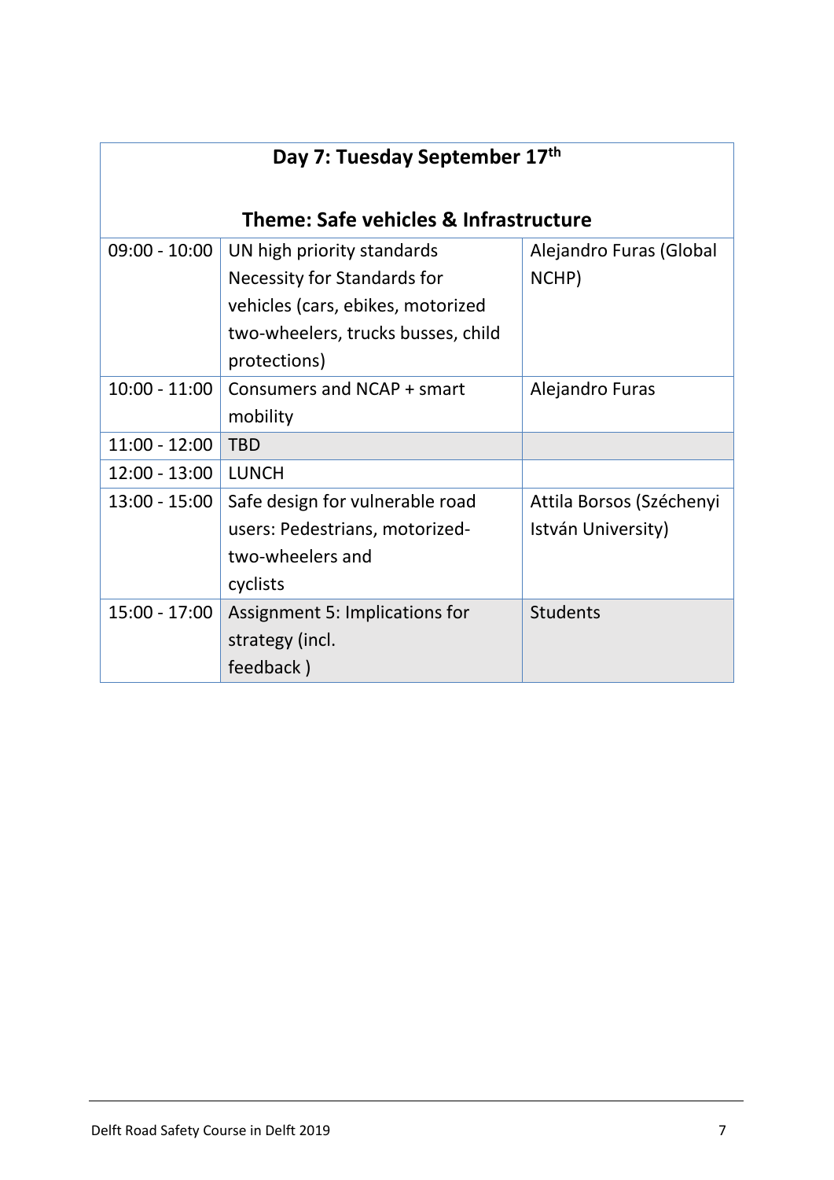| Day 7: Tuesday September 17th<br><br>Theme: Safe vehicles & Infrastructure | | |
|---|---|---|
| 09:00 - 10:00 | UN high priority standards Necessity for Standards for vehicles (cars, ebikes, motorized two-wheelers, trucks busses, child protections) | Alejandro Furas (Global NCHP) |
| 10:00 - 11:00 | Consumers and NCAP + smart mobility | Alejandro Furas |
| 11:00 - 12:00 | TBD | |
| 12:00 - 13:00 | LUNCH | |
| 13:00 - 15:00 | Safe design for vulnerable road users: Pedestrians, motorized-two-wheelers and cyclists | Attila Borsos (Széchenyi István University) |
| 15:00 - 17:00 | Assignment 5: Implications for strategy (incl. feedback ) | Students |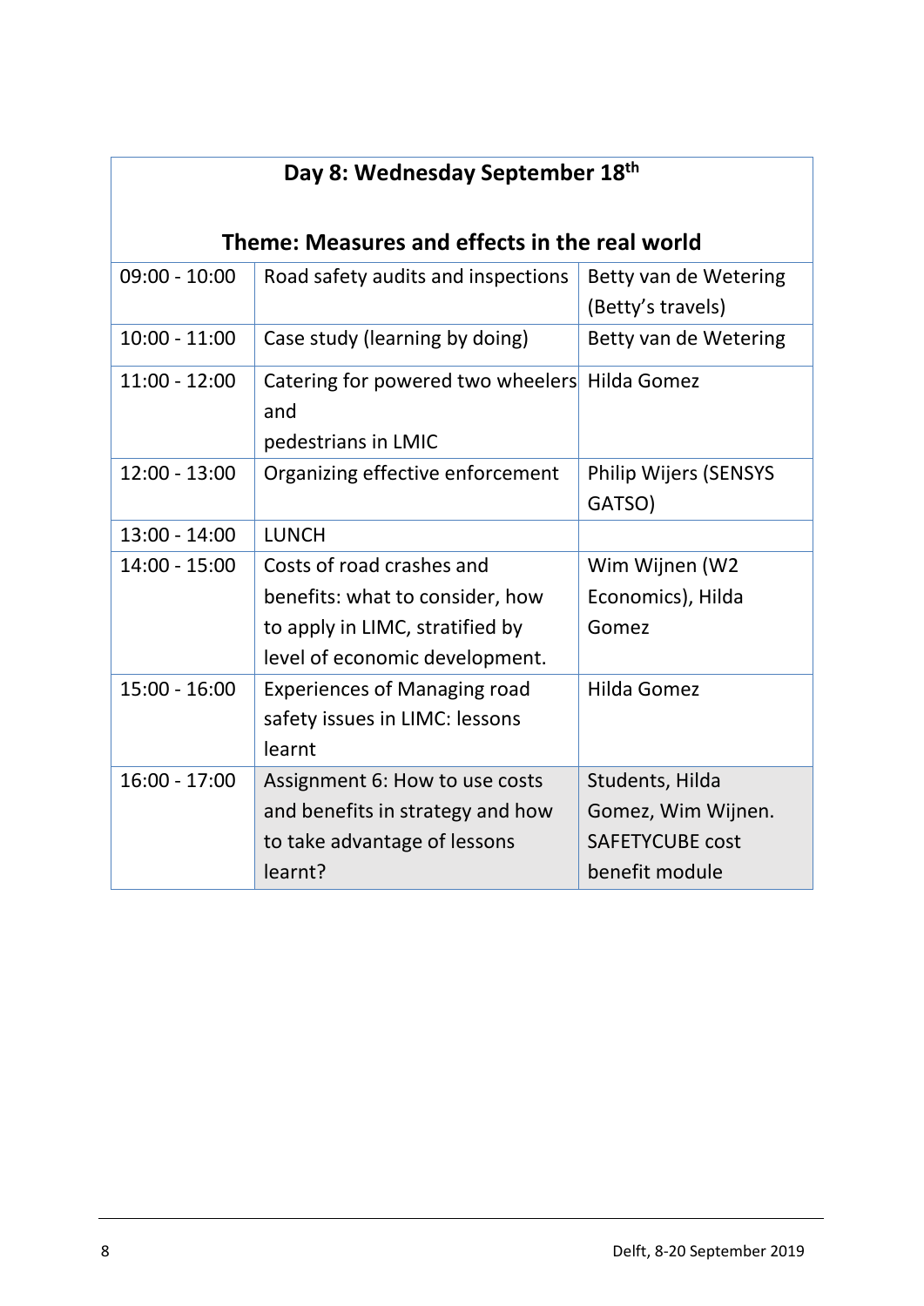| Day 8: Wednesday September 18th<br><br>Theme: Measures and effects in the real world | | |
|---|---|---|
| 09:00 - 10:00 | Road safety audits and inspections | Betty van de Wetering (Betty's travels) |
| 10:00 - 11:00 | Case study (learning by doing) | Betty van de Wetering |
| 11:00 - 12:00 | Catering for powered two wheelers and pedestrians in LMIC | Hilda Gomez |
| 12:00 - 13:00 | Organizing effective enforcement | Philip Wijers (SENSYS GATSO) |
| 13:00 - 14:00 | LUNCH | |
| 14:00 - 15:00 | Costs of road crashes and benefits: what to consider, how to apply in LIMC, stratified by level of economic development. | Wim Wijnen (W2 Economics), Hilda Gomez |
| 15:00 - 16:00 | Experiences of Managing road safety issues in LIMC: lessons learnt | Hilda Gomez |
| 16:00 - 17:00 | Assignment 6: How to use costs and benefits in strategy and how to take advantage of lessons learnt? | Students, Hilda Gomez, Wim Wijnen. SAFETYCUBE cost benefit module |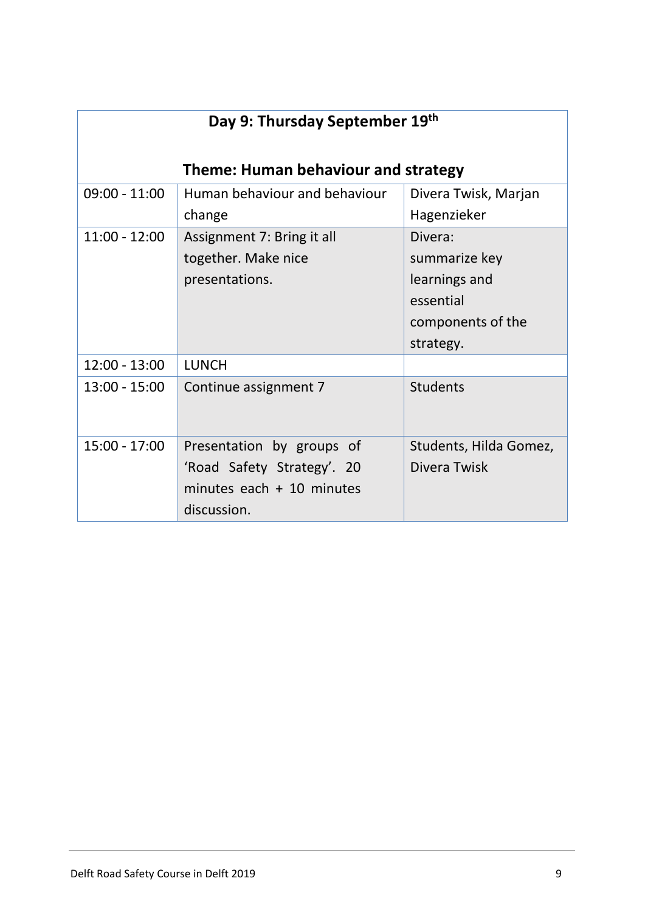| Day 9: Thursday September 19th<br><br>Theme: Human behaviour and strategy | | |
|---|---|---|
| 09:00 - 11:00 | Human behaviour and behaviour change | Divera Twisk, Marjan Hagenzieker |
| 11:00 - 12:00 | Assignment 7: Bring it all together. Make nice presentations. | Divera: summarize key learnings and essential components of the strategy. |
| 12:00 - 13:00 | LUNCH | |
| 13:00 - 15:00 | Continue assignment 7 | Students |
| 15:00 - 17:00 | Presentation by groups of 'Road Safety Strategy'. 20 minutes each + 10 minutes discussion. | Students, Hilda Gomez, Divera Twisk |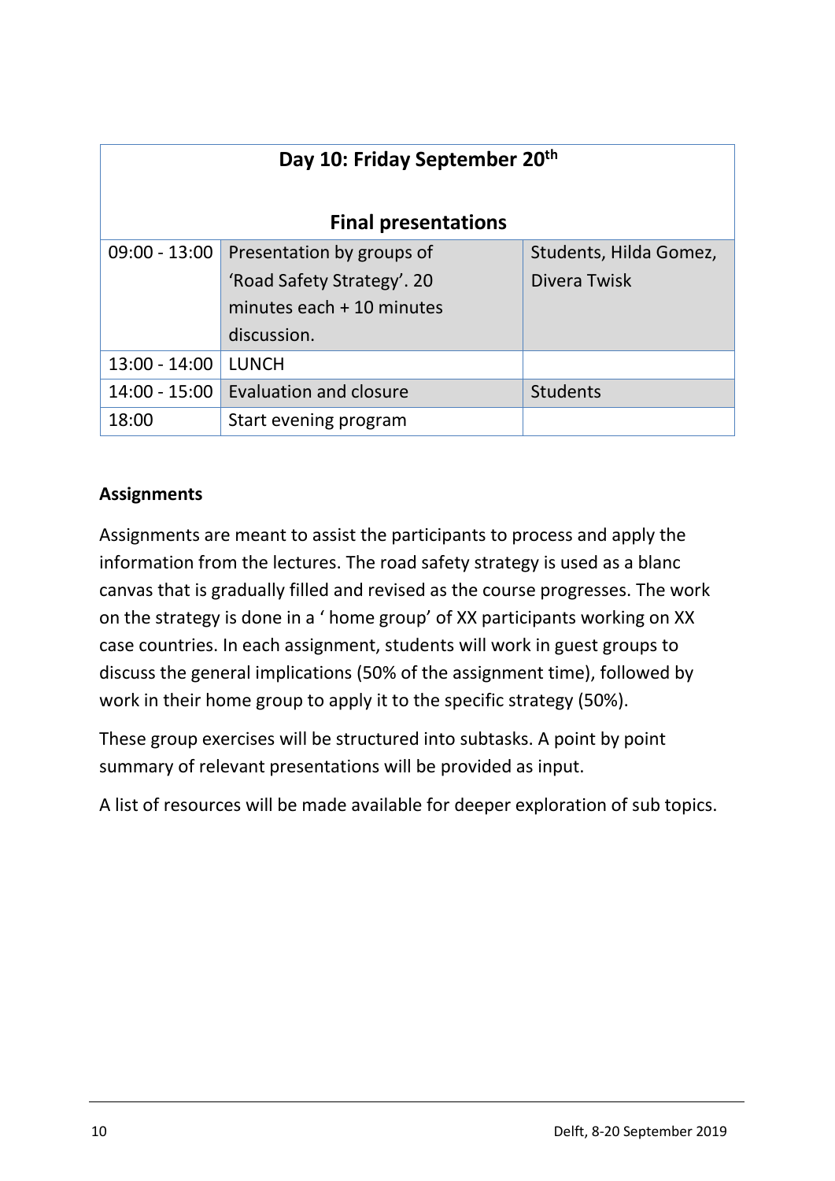| Day 10: Friday September 20th Final presentations | | |
| --- | --- | --- |
| 09:00 - 13:00 | Presentation by groups of 'Road Safety Strategy'. 20 minutes each + 10 minutes discussion. | Students, Hilda Gomez, Divera Twisk |
| 13:00 - 14:00 | LUNCH | |
| 14:00 - 15:00 | Evaluation and closure | Students |
| 18:00 | Start evening program | |

**Assignments**

Assignments are meant to assist the participants to process and apply the information from the lectures. The road safety strategy is used as a blanc canvas that is gradually filled and revised as the course progresses. The work on the strategy is done in a ' home group' of XX participants working on XX case countries. In each assignment, students will work in guest groups to discuss the general implications (50% of the assignment time), followed by work in their home group to apply it to the specific strategy (50%).

These group exercises will be structured into subtasks. A point by point summary of relevant presentations will be provided as input.

A list of resources will be made available for deeper exploration of sub topics.